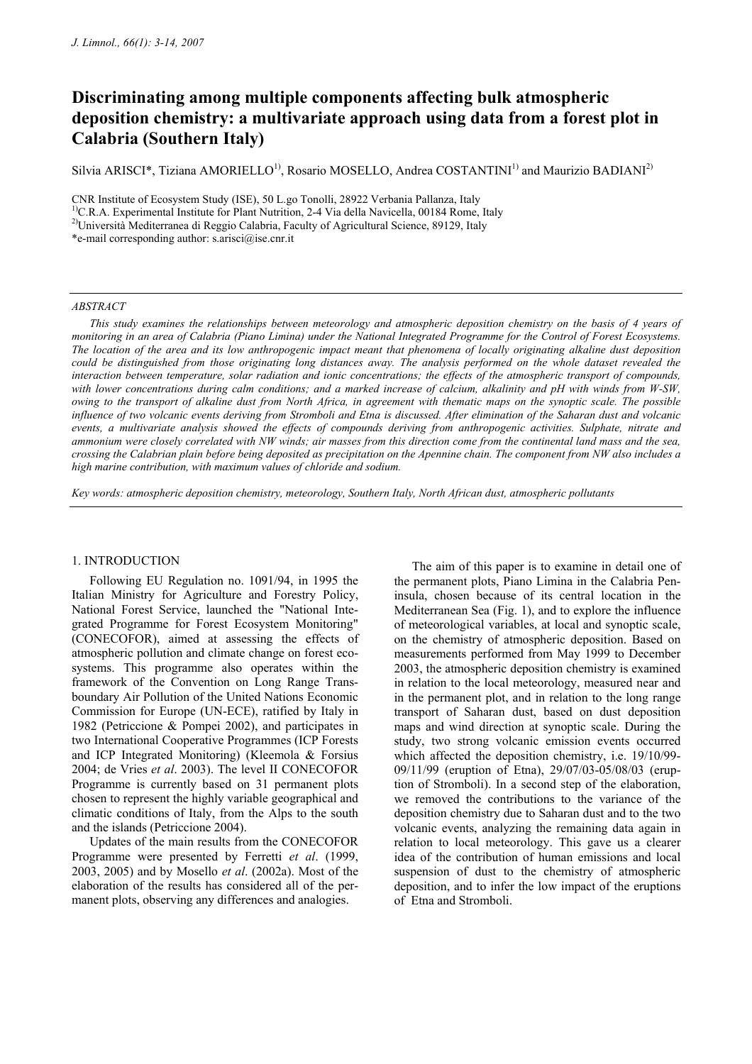# Discriminating among multiple components affecting bulk atmospheric deposition chemistry: a multivariate approach using data from a forest plot in Calabria (Southern Italy)

Silvia ARISCI*, Tiziana AMORIELLO[1)], Rosario MOSELLO, Andrea COSTANTINI[1)] and Maurizio BADIANI[2)]

CNR Institute of Ecosystem Study (ISE), 50 L.go Tonolli, 28922 Verbania Pallanza, Italy
[1)]C.R.A. Experimental Institute for Plant Nutrition, 2-4 Via della Navicella, 00184 Rome, Italy
[2)]Università Mediterranea di Reggio Calabria, Faculty of Agricultural Science, 89129, Italy
*e-mail corresponding author: s.arisci@ise.cnr.it

*ABSTRACT*

*This study examines the relationships between meteorology and atmospheric deposition chemistry on the basis of 4 years of monitoring in an area of Calabria (Piano Limina) under the National Integrated Programme for the Control of Forest Ecosystems. The location of the area and its low anthropogenic impact meant that phenomena of locally originating alkaline dust deposition could be distinguished from those originating long distances away. The analysis performed on the whole dataset revealed the interaction between temperature, solar radiation and ionic concentrations; the effects of the atmospheric transport of compounds, with lower concentrations during calm conditions; and a marked increase of calcium, alkalinity and pH with winds from W-SW, owing to the transport of alkaline dust from North Africa, in agreement with thematic maps on the synoptic scale. The possible influence of two volcanic events deriving from Stromboli and Etna is discussed. After elimination of the Saharan dust and volcanic events, a multivariate analysis showed the effects of compounds deriving from anthropogenic activities. Sulphate, nitrate and ammonium were closely correlated with NW winds; air masses from this direction come from the continental land mass and the sea, crossing the Calabrian plain before being deposited as precipitation on the Apennine chain. The component from NW also includes a high marine contribution, with maximum values of chloride and sodium.*

*Key words: atmospheric deposition chemistry, meteorology, Southern Italy, North African dust, atmospheric pollutants*

## 1. INTRODUCTION

Following EU Regulation no. 1091/94, in 1995 the Italian Ministry for Agriculture and Forestry Policy, National Forest Service, launched the "National Integrated Programme for Forest Ecosystem Monitoring" (CONECOFOR), aimed at assessing the effects of atmospheric pollution and climate change on forest ecosystems. This programme also operates within the framework of the Convention on Long Range Transboundary Air Pollution of the United Nations Economic Commission for Europe (UN-ECE), ratified by Italy in 1982 (Petriccione & Pompei 2002), and participates in two International Cooperative Programmes (ICP Forests and ICP Integrated Monitoring) (Kleemola & Forsius 2004; de Vries *et al*. 2003). The level II CONECOFOR Programme is currently based on 31 permanent plots chosen to represent the highly variable geographical and climatic conditions of Italy, from the Alps to the south and the islands (Petriccione 2004).

Updates of the main results from the CONECOFOR Programme were presented by Ferretti *et al*. (1999, 2003, 2005) and by Mosello *et al*. (2002a). Most of the elaboration of the results has considered all of the permanent plots, observing any differences and analogies.

The aim of this paper is to examine in detail one of the permanent plots, Piano Limina in the Calabria Peninsula, chosen because of its central location in the Mediterranean Sea (Fig. 1), and to explore the influence of meteorological variables, at local and synoptic scale, on the chemistry of atmospheric deposition. Based on measurements performed from May 1999 to December 2003, the atmospheric deposition chemistry is examined in relation to the local meteorology, measured near and in the permanent plot, and in relation to the long range transport of Saharan dust, based on dust deposition maps and wind direction at synoptic scale. During the study, two strong volcanic emission events occurred which affected the deposition chemistry, i.e. 19/10/99-09/11/99 (eruption of Etna), 29/07/03-05/08/03 (eruption of Stromboli). In a second step of the elaboration, we removed the contributions to the variance of the deposition chemistry due to Saharan dust and to the two volcanic events, analyzing the remaining data again in relation to local meteorology. This gave us a clearer idea of the contribution of human emissions and local suspension of dust to the chemistry of atmospheric deposition, and to infer the low impact of the eruptions of Etna and Stromboli.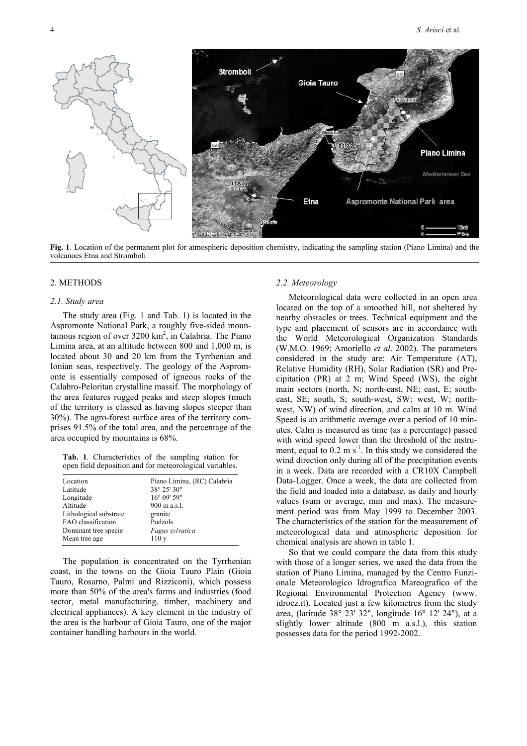**Fig. 1**. Location of the permanent plot for atmospheric deposition chemistry, indicating the sampling station (Piano Limina) and the volcanoes Etna and Stromboli.

## 2. METHODS

### *2.1. Study area*

The study area (Fig. 1 and Tab. 1) is located in the Aspromonte National Park, a roughly five-sided mountainous region of over 3200 km$^2$, in Calabria. The Piano Limina area, at an altitude between 800 and 1,000 m, is located about 30 and 20 km from the Tyrrhenian and Ionian seas, respectively. The geology of the Aspromonte is essentially composed of igneous rocks of the Calabro-Peloritan crystalline massif. The morphology of the area features rugged peaks and steep slopes (much of the territory is classed as having slopes steeper than 30%). The agro-forest surface area of the territory comprises 91.5% of the total area, and the percentage of the area occupied by mountains is 68%.

**Tab. 1**. Characteristics of the sampling station for open field deposition and for meteorological variables.

| | |
|---|---|
| Location | Piano Limina, (RC) Calabria |
| Latitude | 38° 25' 30" |
| Longitude | 16° 09' 59" |
| Altitude | 900 m a.s.l. |
| Lithological substrate | granite |
| FAO classification | Podzols |
| Dominant tree specie | *Fagus sylvatica* |
| Mean tree age | 110 y |

The population is concentrated on the Tyrrhenian coast, in the towns on the Gioia Tauro Plain (Gioia Tauro, Rosarno, Palmi and Rizziconi), which possess more than 50% of the area's farms and industries (food sector, metal manufacturing, timber, machinery and electrical appliances). A key element in the industry of the area is the harbour of Gioia Tauro, one of the major container handling harbours in the world.

### *2.2. Meteorology*

Meteorological data were collected in an open area located on the top of a smoothed hill, not sheltered by nearby obstacles or trees. Technical equipment and the type and placement of sensors are in accordance with the World Meteorological Organization Standards (W.M.O. 1969; Amoriello *et al*. 2002). The parameters considered in the study are: Air Temperature (AT), Relative Humidity (RH), Solar Radiation (SR) and Precipitation (PR) at 2 m; Wind Speed (WS), the eight main sectors (north, N; north-east, NE; east, E; south-east, SE; south, S; south-west, SW; west, W; north-west, NW) of wind direction, and calm at 10 m. Wind Speed is an arithmetic average over a period of 10 minutes. Calm is measured as time (as a percentage) passed with wind speed lower than the threshold of the instrument, equal to 0.2 m s$^{-1}$. In this study we considered the wind direction only during all of the precipitation events in a week. Data are recorded with a CR10X Campbell Data-Logger. Once a week, the data are collected from the field and loaded into a database, as daily and hourly values (sum or average, min and max). The measurement period was from May 1999 to December 2003. The characteristics of the station for the measurement of meteorological data and atmospheric deposition for chemical analysis are shown in table 1.

So that we could compare the data from this study with those of a longer series, we used the data from the station of Piano Limina, managed by the Centro Funzionale Meteorologico Idrografico Mareografico of the Regional Environmental Protection Agency (www. idrocz.it). Located just a few kilometres from the study area, (latitude 38° 23' 32", longitude 16° 12' 24"), at a slightly lower altitude (800 m a.s.l.), this station possesses data for the period 1992-2002.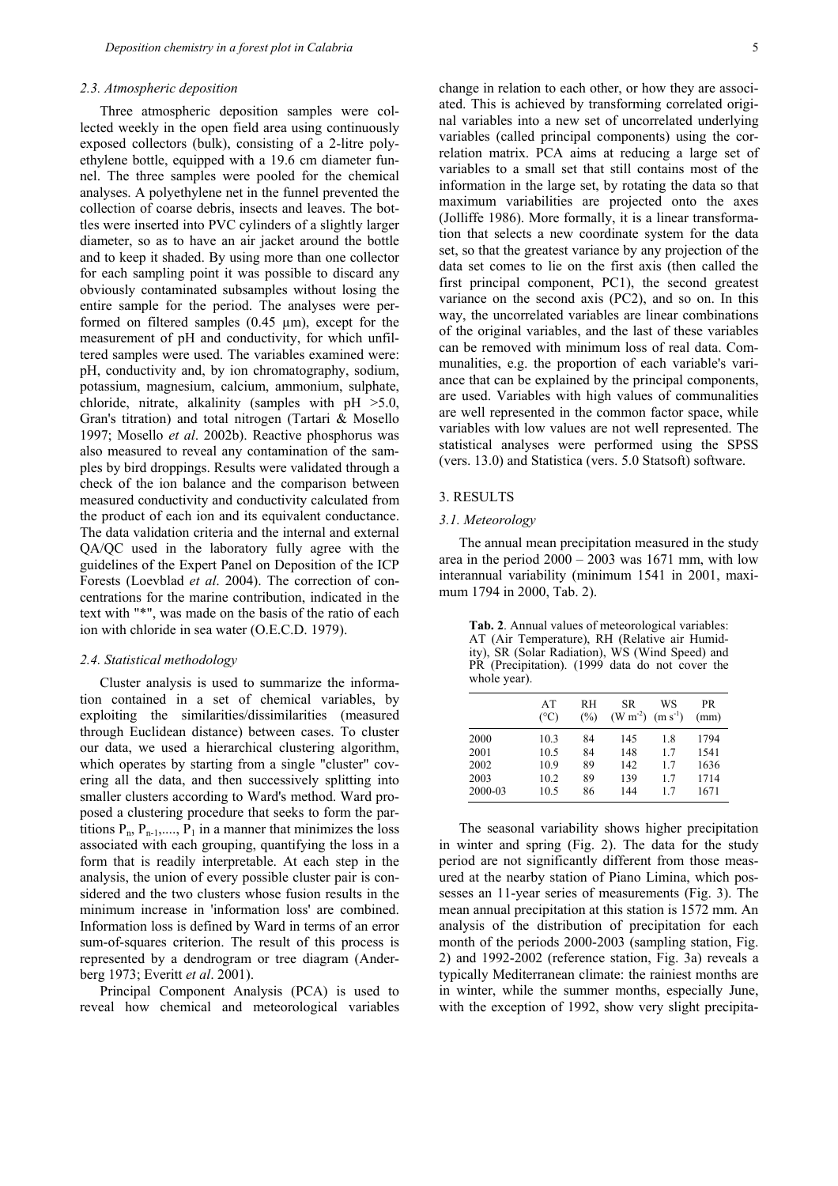### 2.3. Atmospheric deposition

Three atmospheric deposition samples were collected weekly in the open field area using continuously exposed collectors (bulk), consisting of a 2-litre polyethylene bottle, equipped with a 19.6 cm diameter funnel. The three samples were pooled for the chemical analyses. A polyethylene net in the funnel prevented the collection of coarse debris, insects and leaves. The bottles were inserted into PVC cylinders of a slightly larger diameter, so as to have an air jacket around the bottle and to keep it shaded. By using more than one collector for each sampling point it was possible to discard any obviously contaminated subsamples without losing the entire sample for the period. The analyses were performed on filtered samples (0.45 µm), except for the measurement of pH and conductivity, for which unfiltered samples were used. The variables examined were: pH, conductivity and, by ion chromatography, sodium, potassium, magnesium, calcium, ammonium, sulphate, chloride, nitrate, alkalinity (samples with pH >5.0, Gran's titration) and total nitrogen (Tartari & Mosello 1997; Mosello *et al*. 2002b). Reactive phosphorus was also measured to reveal any contamination of the samples by bird droppings. Results were validated through a check of the ion balance and the comparison between measured conductivity and conductivity calculated from the product of each ion and its equivalent conductance. The data validation criteria and the internal and external QA/QC used in the laboratory fully agree with the guidelines of the Expert Panel on Deposition of the ICP Forests (Loevblad *et al*. 2004). The correction of concentrations for the marine contribution, indicated in the text with "*", was made on the basis of the ratio of each ion with chloride in sea water (O.E.C.D. 1979).

### 2.4. Statistical methodology

Cluster analysis is used to summarize the information contained in a set of chemical variables, by exploiting the similarities/dissimilarities (measured through Euclidean distance) between cases. To cluster our data, we used a hierarchical clustering algorithm, which operates by starting from a single "cluster" covering all the data, and then successively splitting into smaller clusters according to Ward's method. Ward proposed a clustering procedure that seeks to form the partitions $P_n$, $P_{n-1}$,...., $P_1$ in a manner that minimizes the loss associated with each grouping, quantifying the loss in a form that is readily interpretable. At each step in the analysis, the union of every possible cluster pair is considered and the two clusters whose fusion results in the minimum increase in 'information loss' are combined. Information loss is defined by Ward in terms of an error sum-of-squares criterion. The result of this process is represented by a dendrogram or tree diagram (Anderberg 1973; Everitt *et al*. 2001).

Principal Component Analysis (PCA) is used to reveal how chemical and meteorological variables change in relation to each other, or how they are associated. This is achieved by transforming correlated original variables into a new set of uncorrelated underlying variables (called principal components) using the correlation matrix. PCA aims at reducing a large set of variables to a small set that still contains most of the information in the large set, by rotating the data so that maximum variabilities are projected onto the axes (Jolliffe 1986). More formally, it is a linear transformation that selects a new coordinate system for the data set, so that the greatest variance by any projection of the data set comes to lie on the first axis (then called the first principal component, PC1), the second greatest variance on the second axis (PC2), and so on. In this way, the uncorrelated variables are linear combinations of the original variables, and the last of these variables can be removed with minimum loss of real data. Communalities, e.g. the proportion of each variable's variance that can be explained by the principal components, are used. Variables with high values of communalities are well represented in the common factor space, while variables with low values are not well represented. The statistical analyses were performed using the SPSS (vers. 13.0) and Statistica (vers. 5.0 Statsoft) software.

## 3. RESULTS

### 3.1. Meteorology

The annual mean precipitation measured in the study area in the period 2000 – 2003 was 1671 mm, with low interannual variability (minimum 1541 in 2001, maximum 1794 in 2000, Tab. 2).

**Tab. 2**. Annual values of meteorological variables: AT (Air Temperature), RH (Relative air Humidity), SR (Solar Radiation), WS (Wind Speed) and PR (Precipitation). (1999 data do not cover the whole year).

| | AT (°C) | RH (%) | SR ($W m^{-2}$) | WS ($m s^{-1}$) | PR (mm) |
|---|---|---|---|---|---|
| 2000 | 10.3 | 84 | 145 | 1.8 | 1794 |
| 2001 | 10.5 | 84 | 148 | 1.7 | 1541 |
| 2002 | 10.9 | 89 | 142 | 1.7 | 1636 |
| 2003 | 10.2 | 89 | 139 | 1.7 | 1714 |
| 2000-03 | 10.5 | 86 | 144 | 1.7 | 1671 |

The seasonal variability shows higher precipitation in winter and spring (Fig. 2). The data for the study period are not significantly different from those measured at the nearby station of Piano Limina, which possesses an 11-year series of measurements (Fig. 3). The mean annual precipitation at this station is 1572 mm. An analysis of the distribution of precipitation for each month of the periods 2000-2003 (sampling station, Fig. 2) and 1992-2002 (reference station, Fig. 3a) reveals a typically Mediterranean climate: the rainiest months are in winter, while the summer months, especially June, with the exception of 1992, show very slight precipita-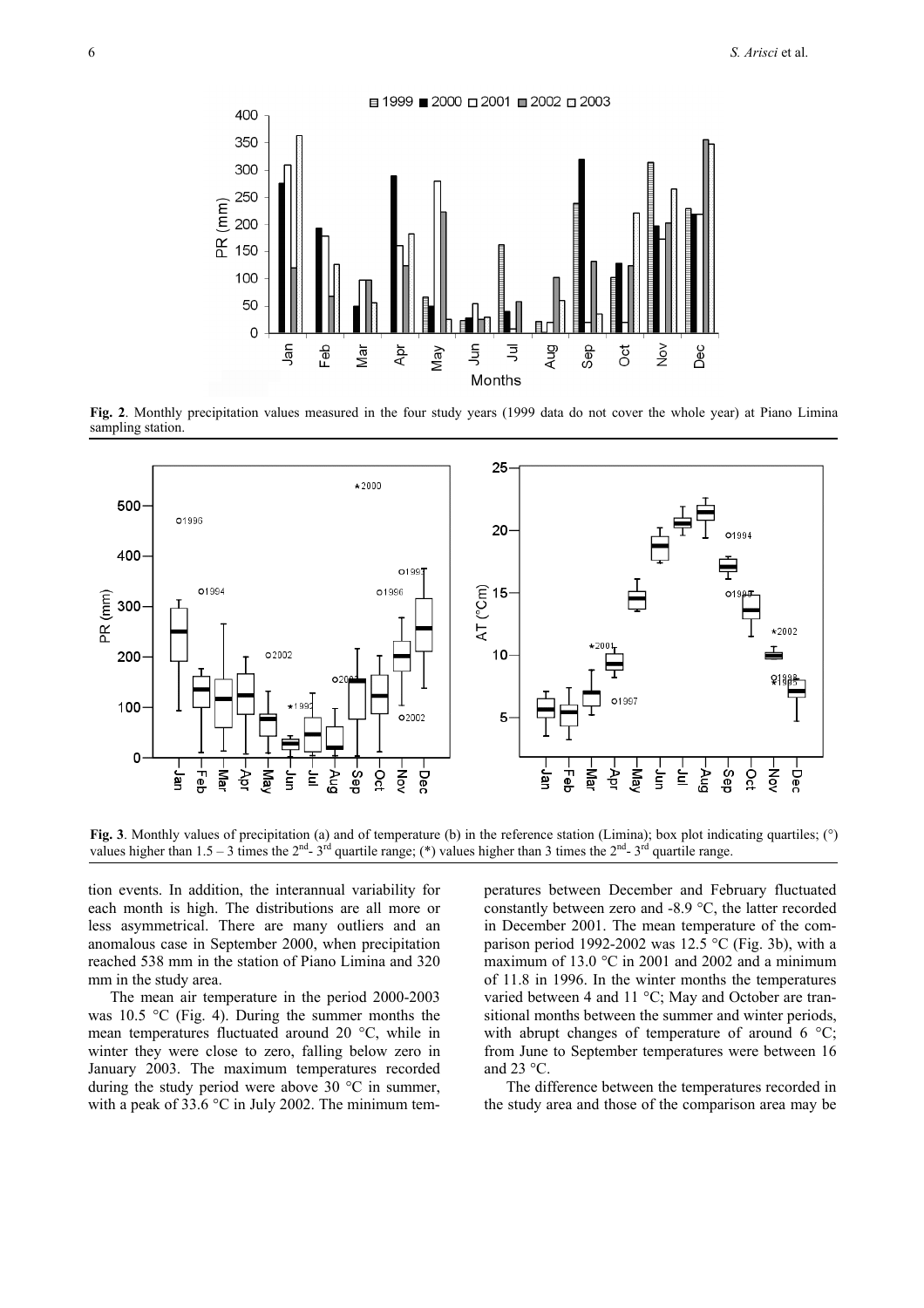**Fig. 2**. Monthly precipitation values measured in the four study years (1999 data do not cover the whole year) at Piano Limina sampling station.

**Fig. 3**. Monthly values of precipitation (a) and of temperature (b) in the reference station (Limina); box plot indicating quartiles; (°) values higher than 1.5 – 3 times the 2[nd]- 3[rd] quartile range; (*) values higher than 3 times the 2[nd]- 3[rd] quartile range.

tion events. In addition, the interannual variability for each month is high. The distributions are all more or less asymmetrical. There are many outliers and an anomalous case in September 2000, when precipitation reached 538 mm in the station of Piano Limina and 320 mm in the study area.

The mean air temperature in the period 2000-2003 was 10.5 °C (Fig. 4). During the summer months the mean temperatures fluctuated around 20 °C, while in winter they were close to zero, falling below zero in January 2003. The maximum temperatures recorded during the study period were above 30 °C in summer, with a peak of 33.6 °C in July 2002. The minimum temperatures between December and February fluctuated constantly between zero and -8.9 °C, the latter recorded in December 2001. The mean temperature of the comparison period 1992-2002 was 12.5 °C (Fig. 3b), with a maximum of 13.0 °C in 2001 and 2002 and a minimum of 11.8 in 1996. In the winter months the temperatures varied between 4 and 11 °C; May and October are transitional months between the summer and winter periods, with abrupt changes of temperature of around 6 °C; from June to September temperatures were between 16 and 23 °C.

The difference between the temperatures recorded in the study area and those of the comparison area may be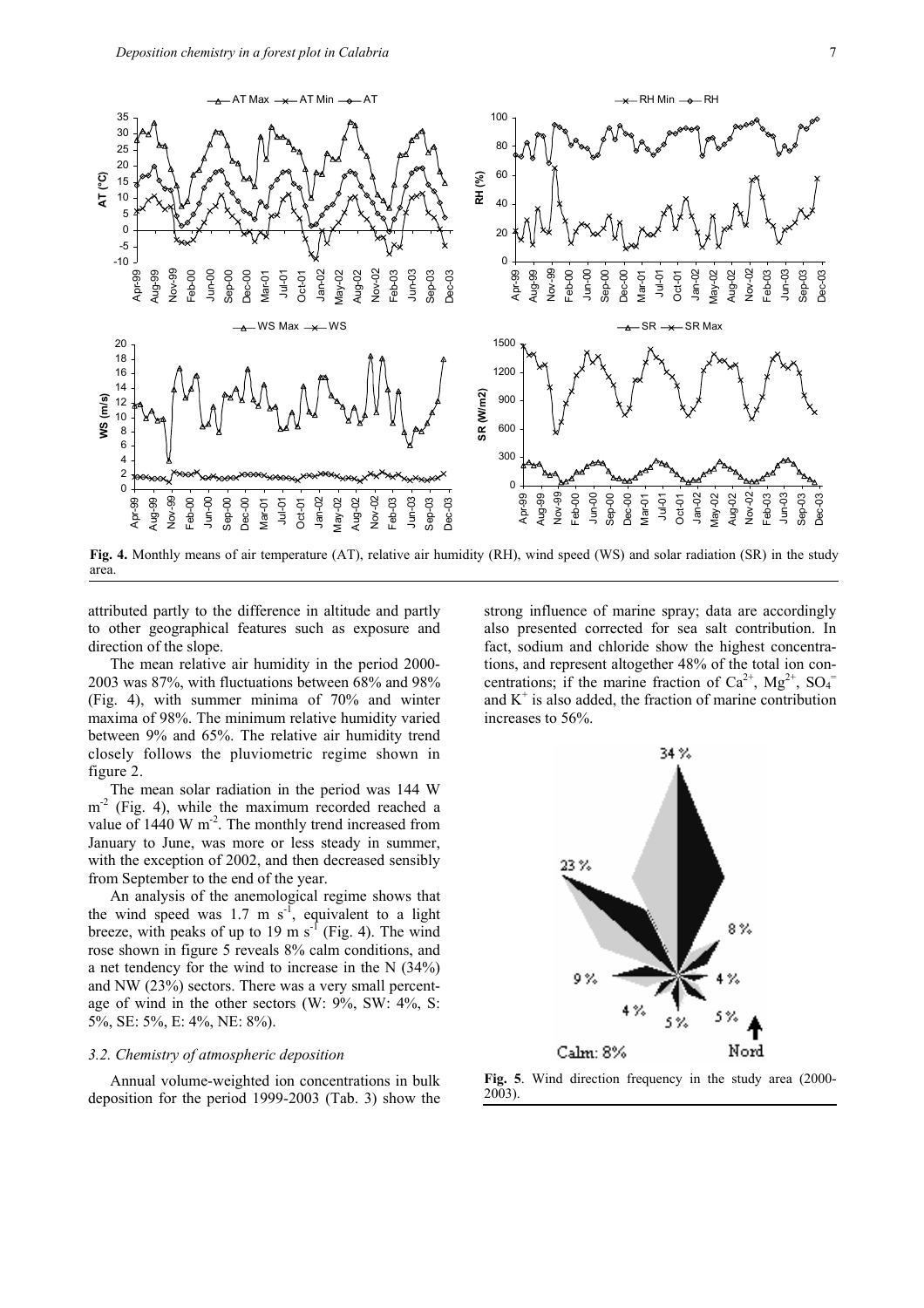**Fig. 4.** Monthly means of air temperature (AT), relative air humidity (RH), wind speed (WS) and solar radiation (SR) in the study area.

attributed partly to the difference in altitude and partly to other geographical features such as exposure and direction of the slope.

The mean relative air humidity in the period 2000-2003 was 87%, with fluctuations between 68% and 98% (Fig. 4), with summer minima of 70% and winter maxima of 98%. The minimum relative humidity varied between 9% and 65%. The relative air humidity trend closely follows the pluviometric regime shown in figure 2.

The mean solar radiation in the period was 144 W $m^{-2}$ (Fig. 4), while the maximum recorded reached a value of 1440 W $m^{-2}$. The monthly trend increased from January to June, was more or less steady in summer, with the exception of 2002, and then decreased sensibly from September to the end of the year.

An analysis of the anemological regime shows that the wind speed was 1.7 m $s^{-1}$, equivalent to a light breeze, with peaks of up to 19 m $s^{-1}$ (Fig. 4). The wind rose shown in figure 5 reveals 8% calm conditions, and a net tendency for the wind to increase in the N (34%) and NW (23%) sectors. There was a very small percentage of wind in the other sectors (W: 9%, SW: 4%, S: 5%, SE: 5%, E: 4%, NE: 8%).

### *3.2. Chemistry of atmospheric deposition*

Annual volume-weighted ion concentrations in bulk deposition for the period 1999-2003 (Tab. 3) show the strong influence of marine spray; data are accordingly also presented corrected for sea salt contribution. In fact, sodium and chloride show the highest concentrations, and represent altogether 48% of the total ion concentrations; if the marine fraction of $Ca^{2+}$, $Mg^{2+}$, $SO_4^{=}$ and $K^{+}$ is also added, the fraction of marine contribution increases to 56%.

**Fig. 5**. Wind direction frequency in the study area (2000-2003).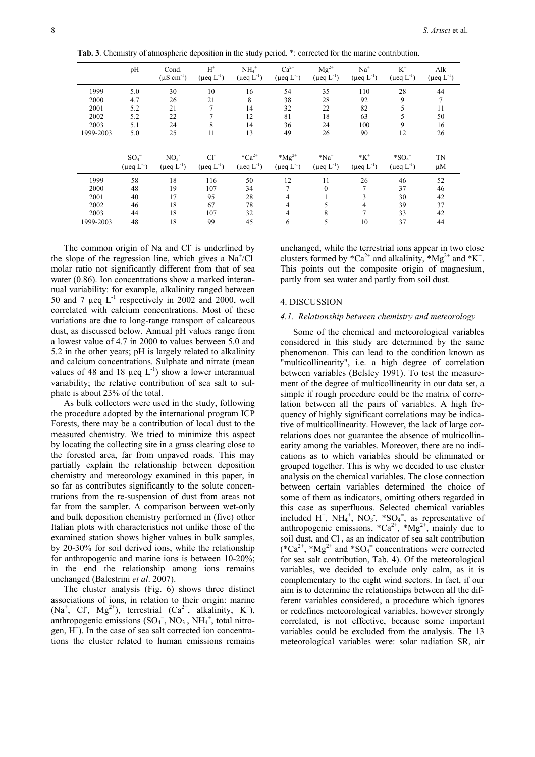**Tab. 3**. Chemistry of atmospheric deposition in the study period. *: corrected for the marine contribution.

| | pH | Cond. ($\mu S\ cm^{-1}$) | $H^+$ ($\mu eq\ L^{-1}$) | $NH_4^+$ ($\mu eq\ L^{-1}$) | $Ca^{2+}$ ($\mu eq\ L^{-1}$) | $Mg^{2+}$ ($\mu eq\ L^{-1}$) | $Na^+$ ($\mu eq\ L^{-1}$) | $K^+$ ($\mu eq\ L^{-1}$) | Alk ($\mu eq\ L^{-1}$) |
|---|---|---|---|---|---|---|---|---|---|
| 1999 | 5.0 | 30 | 10 | 16 | 54 | 35 | 110 | 28 | 44 |
| 2000 | 4.7 | 26 | 21 | 8 | 38 | 28 | 92 | 9 | 7 |
| 2001 | 5.2 | 21 | 7 | 14 | 32 | 22 | 82 | 5 | 11 |
| 2002 | 5.2 | 22 | 7 | 12 | 81 | 18 | 63 | 5 | 50 |
| 2003 | 5.1 | 24 | 8 | 14 | 36 | 24 | 100 | 9 | 16 |
| 1999-2003 | 5.0 | 25 | 11 | 13 | 49 | 26 | 90 | 12 | 26 |

| | $SO_4^=$ ($\mu eq\ L^{-1}$) | $NO_3^-$ ($\mu eq\ L^{-1}$) | $Cl^-$ ($\mu eq\ L^{-1}$) | $*Ca^{2+}$ ($\mu eq\ L^{-1}$) | $*Mg^{2+}$ ($\mu eq\ L^{-1}$) | $*Na^+$ ($\mu eq\ L^{-1}$) | $*K^+$ ($\mu eq\ L^{-1}$) | $*SO_4^=$ ($\mu eq\ L^{-1}$) | TN $\mu M$ |
|---|---|---|---|---|---|---|---|---|---|
| 1999 | 58 | 18 | 116 | 50 | 12 | 11 | 26 | 46 | 52 |
| 2000 | 48 | 19 | 107 | 34 | 7 | 0 | 7 | 37 | 46 |
| 2001 | 40 | 17 | 95 | 28 | 4 | 1 | 3 | 30 | 42 |
| 2002 | 46 | 18 | 67 | 78 | 4 | 5 | 4 | 39 | 37 |
| 2003 | 44 | 18 | 107 | 32 | 4 | 8 | 7 | 33 | 42 |
| 1999-2003 | 48 | 18 | 99 | 45 | 6 | 5 | 10 | 37 | 44 |

The common origin of Na and $Cl^-$ is underlined by the slope of the regression line, which gives a $Na^+/Cl^-$ molar ratio not significantly different from that of sea water (0.86). Ion concentrations show a marked interannual variability: for example, alkalinity ranged between 50 and 7 $\mu eq\ L^{-1}$ respectively in 2002 and 2000, well correlated with calcium concentrations. Most of these variations are due to long-range transport of calcareous dust, as discussed below. Annual pH values range from a lowest value of 4.7 in 2000 to values between 5.0 and 5.2 in the other years; pH is largely related to alkalinity and calcium concentrations. Sulphate and nitrate (mean values of 48 and 18 $\mu eq\ L^{-1}$) show a lower interannual variability; the relative contribution of sea salt to sulphate is about 23% of the total.

As bulk collectors were used in the study, following the procedure adopted by the international program ICP Forests, there may be a contribution of local dust to the measured chemistry. We tried to minimize this aspect by locating the collecting site in a grass clearing close to the forested area, far from unpaved roads. This may partially explain the relationship between deposition chemistry and meteorology examined in this paper, in so far as contributes significantly to the solute concentrations from the re-suspension of dust from areas not far from the sampler. A comparison between wet-only and bulk deposition chemistry performed in (five) other Italian plots with characteristics not unlike those of the examined station shows higher values in bulk samples, by 20-30% for soil derived ions, while the relationship for anthropogenic and marine ions is between 10-20%; in the end the relationship among ions remains unchanged (Balestrini *et al*. 2007).

The cluster analysis (Fig. 6) shows three distinct associations of ions, in relation to their origin: marine ($Na^+$, $Cl^-$, $Mg^{2+}$), terrestrial ($Ca^{2+}$, alkalinity, $K^+$), anthropogenic emissions ($SO_4^=$, $NO_3^-$, $NH_4^+$, total nitrogen, $H^+$). In the case of sea salt corrected ion concentrations the cluster related to human emissions remains unchanged, while the terrestrial ions appear in two close clusters formed by $*Ca^{2+}$ and alkalinity, $*Mg^{2+}$ and $*K^+$. This points out the composite origin of magnesium, partly from sea water and partly from soil dust.

## 4. DISCUSSION

### *4.1. Relationship between chemistry and meteorology*

Some of the chemical and meteorological variables considered in this study are determined by the same phenomenon. This can lead to the condition known as "multicollinearity", i.e. a high degree of correlation between variables (Belsley 1991). To test the measurement of the degree of multicollinearity in our data set, a simple if rough procedure could be the matrix of correlation between all the pairs of variables. A high frequency of highly significant correlations may be indicative of multicollinearity. However, the lack of large correlations does not guarantee the absence of multicollinearity among the variables. Moreover, there are no indications as to which variables should be eliminated or grouped together. This is why we decided to use cluster analysis on the chemical variables. The close connection between certain variables determined the choice of some of them as indicators, omitting others regarded in this case as superfluous. Selected chemical variables included $H^+$, $NH_4^+$, $NO_3^-$, $*SO_4^=$, as representative of anthropogenic emissions, $*Ca^{2+}$, $*Mg^{2+}$, mainly due to soil dust, and $Cl^-$, as an indicator of sea salt contribution ($*Ca^{2+}$, $*Mg^{2+}$ and $*SO_4^=$ concentrations were corrected for sea salt contribution, Tab. 4). Of the meteorological variables, we decided to exclude only calm, as it is complementary to the eight wind sectors. In fact, if our aim is to determine the relationships between all the different variables considered, a procedure which ignores or redefines meteorological variables, however strongly correlated, is not effective, because some important variables could be excluded from the analysis. The 13 meteorological variables were: solar radiation SR, air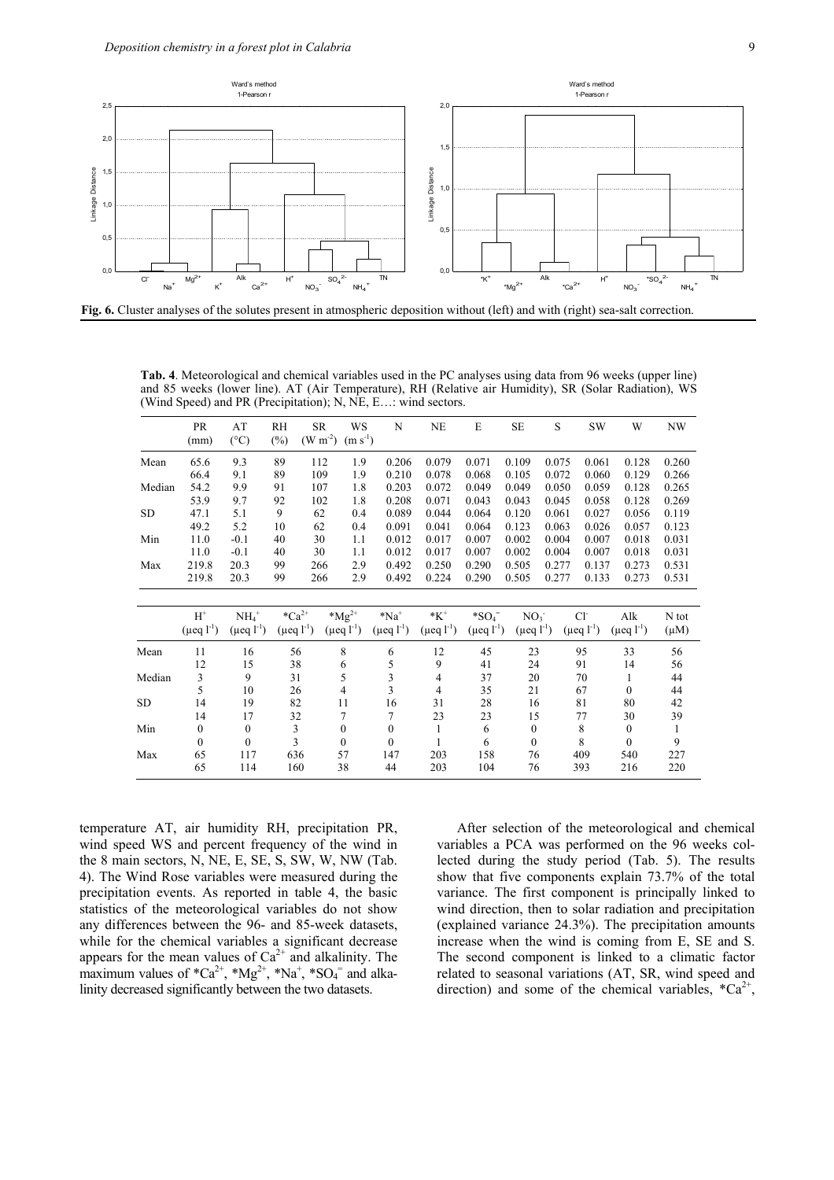Fig. 6. Cluster analyses of the solutes present in atmospheric deposition without (left) and with (right) sea-salt correction.

**Tab. 4**. Meteorological and chemical variables used in the PC analyses using data from 96 weeks (upper line) and 85 weeks (lower line). AT (Air Temperature), RH (Relative air Humidity), SR (Solar Radiation), WS (Wind Speed) and PR (Precipitation); N, NE, E…: wind sectors.

| | PR (mm) | AT (°C) | RH (%) | SR ($W\ m^{-2}$) | WS ($m\ s^{-1}$) | N | NE | E | SE | S | SW | W | NW |
|---|---|---|---|---|---|---|---|---|---|---|---|---|---|
| Mean | 65.6 | 9.3 | 89 | 112 | 1.9 | 0.206 | 0.079 | 0.071 | 0.109 | 0.075 | 0.061 | 0.128 | 0.260 |
| | 66.4 | 9.1 | 89 | 109 | 1.9 | 0.210 | 0.078 | 0.068 | 0.105 | 0.072 | 0.060 | 0.129 | 0.266 |
| Median | 54.2 | 9.9 | 91 | 107 | 1.8 | 0.203 | 0.072 | 0.049 | 0.049 | 0.050 | 0.059 | 0.128 | 0.265 |
| | 53.9 | 9.7 | 92 | 102 | 1.8 | 0.208 | 0.071 | 0.043 | 0.043 | 0.045 | 0.058 | 0.128 | 0.269 |
| SD | 47.1 | 5.1 | 9 | 62 | 0.4 | 0.089 | 0.044 | 0.064 | 0.120 | 0.061 | 0.027 | 0.056 | 0.119 |
| | 49.2 | 5.2 | 10 | 62 | 0.4 | 0.091 | 0.041 | 0.064 | 0.123 | 0.063 | 0.026 | 0.057 | 0.123 |
| Min | 11.0 | -0.1 | 40 | 30 | 1.1 | 0.012 | 0.017 | 0.007 | 0.002 | 0.004 | 0.007 | 0.018 | 0.031 |
| | 11.0 | -0.1 | 40 | 30 | 1.1 | 0.012 | 0.017 | 0.007 | 0.002 | 0.004 | 0.007 | 0.018 | 0.031 |
| Max | 219.8 | 20.3 | 99 | 266 | 2.9 | 0.492 | 0.250 | 0.290 | 0.505 | 0.277 | 0.137 | 0.273 | 0.531 |
| | 219.8 | 20.3 | 99 | 266 | 2.9 | 0.492 | 0.224 | 0.290 | 0.505 | 0.277 | 0.133 | 0.273 | 0.531 |

| | $H^+$ ($\mu eq\ l^{-1}$) | $NH_4^+$ ($\mu eq\ l^{-1}$) | $*Ca^{2+}$ ($\mu eq\ l^{-1}$) | $*Mg^{2+}$ ($\mu eq\ l^{-1}$) | $*Na^+$ ($\mu eq\ l^{-1}$) | $*K^+$ ($\mu eq\ l^{-1}$) | $*SO_4^=$ ($\mu eq\ l^{-1}$) | $NO_3^-$ ($\mu eq\ l^{-1}$) | $Cl^-$ ($\mu eq\ l^{-1}$) | Alk ($\mu eq\ l^{-1}$) | N tot ($\mu M$) |
|---|---|---|---|---|---|---|---|---|---|---|---|
| Mean | 11 | 16 | 56 | 8 | 6 | 12 | 45 | 23 | 95 | 33 | 56 |
| | 12 | 15 | 38 | 6 | 5 | 9 | 41 | 24 | 91 | 14 | 56 |
| Median | 3 | 9 | 31 | 5 | 3 | 4 | 37 | 20 | 70 | 1 | 44 |
| | 5 | 10 | 26 | 4 | 3 | 4 | 35 | 21 | 67 | 0 | 44 |
| SD | 14 | 19 | 82 | 11 | 16 | 31 | 28 | 16 | 81 | 80 | 42 |
| | 14 | 17 | 32 | 7 | 7 | 23 | 23 | 15 | 77 | 30 | 39 |
| Min | 0 | 0 | 3 | 0 | 0 | 1 | 6 | 0 | 8 | 0 | 1 |
| | 0 | 0 | 3 | 0 | 0 | 1 | 6 | 0 | 8 | 0 | 9 |
| Max | 65 | 117 | 636 | 57 | 147 | 203 | 158 | 76 | 409 | 540 | 227 |
| | 65 | 114 | 160 | 38 | 44 | 203 | 104 | 76 | 393 | 216 | 220 |

temperature AT, air humidity RH, precipitation PR, wind speed WS and percent frequency of the wind in the 8 main sectors, N, NE, E, SE, S, SW, W, NW (Tab. 4). The Wind Rose variables were measured during the precipitation events. As reported in table 4, the basic statistics of the meteorological variables do not show any differences between the 96- and 85-week datasets, while for the chemical variables a significant decrease appears for the mean values of $Ca^{2+}$ and alkalinity. The maximum values of $*Ca^{2+}$, $*Mg^{2+}$, $*Na^+$, $*SO_4^=$ and alkalinity decreased significantly between the two datasets.

After selection of the meteorological and chemical variables a PCA was performed on the 96 weeks collected during the study period (Tab. 5). The results show that five components explain 73.7% of the total variance. The first component is principally linked to wind direction, then to solar radiation and precipitation (explained variance 24.3%). The precipitation amounts increase when the wind is coming from E, SE and S. The second component is linked to a climatic factor related to seasonal variations (AT, SR, wind speed and direction) and some of the chemical variables, $*Ca^{2+}$,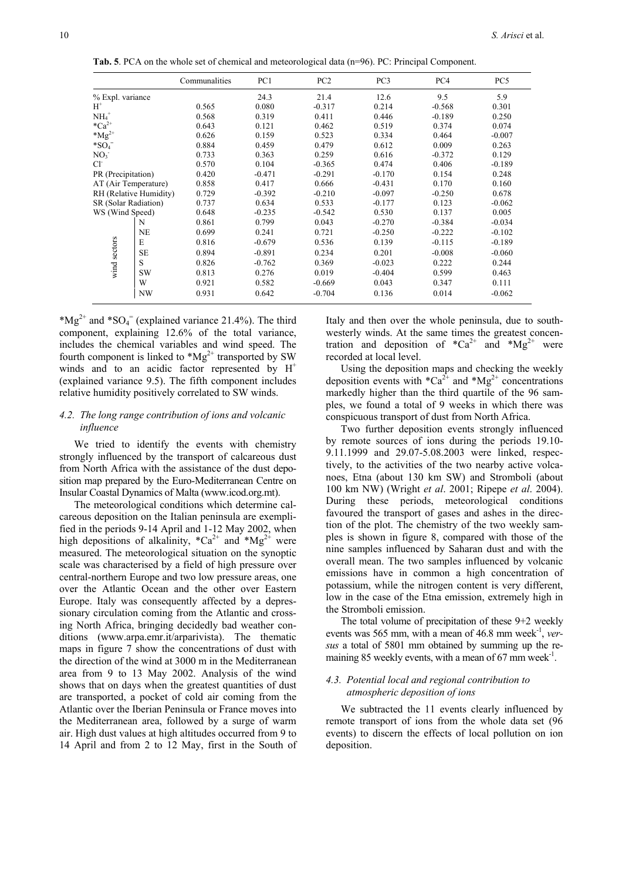**Tab. 5**. PCA on the whole set of chemical and meteorological data (n=96). PC: Principal Component.

| | | Communalities | PC1 | PC2 | PC3 | PC4 | PC5 |
|---|---|---|---|---|---|---|---|
| % Expl. variance | | | 24.3 | 21.4 | 12.6 | 9.5 | 5.9 |
| $H^+$ | | 0.565 | 0.080 | -0.317 | 0.214 | -0.568 | 0.301 |
| $NH_4^+$ | | 0.568 | 0.319 | 0.411 | 0.446 | -0.189 | 0.250 |
| $*Ca^{2+}$ | | 0.643 | 0.121 | 0.462 | 0.519 | 0.374 | 0.074 |
| $*Mg^{2+}$ | | 0.626 | 0.159 | 0.523 | 0.334 | 0.464 | -0.007 |
| $*SO_4^=$ | | 0.884 | 0.459 | 0.479 | 0.612 | 0.009 | 0.263 |
| $NO_3^-$ | | 0.733 | 0.363 | 0.259 | 0.616 | -0.372 | 0.129 |
| $Cl^-$ | | 0.570 | 0.104 | -0.365 | 0.474 | 0.406 | -0.189 |
| PR (Precipitation) | | 0.420 | -0.471 | -0.291 | -0.170 | 0.154 | 0.248 |
| AT (Air Temperature) | | 0.858 | 0.417 | 0.666 | -0.431 | 0.170 | 0.160 |
| RH (Relative Humidity) | | 0.729 | -0.392 | -0.210 | -0.097 | -0.250 | 0.678 |
| SR (Solar Radiation) | | 0.737 | 0.634 | 0.533 | -0.177 | 0.123 | -0.062 |
| WS (Wind Speed) | | 0.648 | -0.235 | -0.542 | 0.530 | 0.137 | 0.005 |
| wind sectors | N | 0.861 | 0.799 | 0.043 | -0.270 | -0.384 | -0.034 |
| | NE | 0.699 | 0.241 | 0.721 | -0.250 | -0.222 | -0.102 |
| | E | 0.816 | -0.679 | 0.536 | 0.139 | -0.115 | -0.189 |
| | SE | 0.894 | -0.891 | 0.234 | 0.201 | -0.008 | -0.060 |
| | S | 0.826 | -0.762 | 0.369 | -0.023 | 0.222 | 0.244 |
| | SW | 0.813 | 0.276 | 0.019 | -0.404 | 0.599 | 0.463 |
| | W | 0.921 | 0.582 | -0.669 | 0.043 | 0.347 | 0.111 |
| | NW | 0.931 | 0.642 | -0.704 | 0.136 | 0.014 | -0.062 |

$*Mg^{2+}$ and $*SO_4^=$ (explained variance 21.4%). The third component, explaining 12.6% of the total variance, includes the chemical variables and wind speed. The fourth component is linked to $*Mg^{2+}$ transported by SW winds and to an acidic factor represented by $H^+$ (explained variance 9.5). The fifth component includes relative humidity positively correlated to SW winds.

### 4.2. The long range contribution of ions and volcanic influence

We tried to identify the events with chemistry strongly influenced by the transport of calcareous dust from North Africa with the assistance of the dust deposition map prepared by the Euro-Mediterranean Centre on Insular Coastal Dynamics of Malta (www.icod.org.mt).

The meteorological conditions which determine calcareous deposition on the Italian peninsula are exemplified in the periods 9-14 April and 1-12 May 2002, when high depositions of alkalinity, $*Ca^{2+}$ and $*Mg^{2+}$ were measured. The meteorological situation on the synoptic scale was characterised by a field of high pressure over central-northern Europe and two low pressure areas, one over the Atlantic Ocean and the other over Eastern Europe. Italy was consequently affected by a depressionary circulation coming from the Atlantic and crossing North Africa, bringing decidedly bad weather conditions (www.arpa.emr.it/arparivista). The thematic maps in figure 7 show the concentrations of dust with the direction of the wind at 3000 m in the Mediterranean area from 9 to 13 May 2002. Analysis of the wind shows that on days when the greatest quantities of dust are transported, a pocket of cold air coming from the Atlantic over the Iberian Peninsula or France moves into the Mediterranean area, followed by a surge of warm air. High dust values at high altitudes occurred from 9 to 14 April and from 2 to 12 May, first in the South of Italy and then over the whole peninsula, due to south-westerly winds. At the same times the greatest concentration and deposition of $*Ca^{2+}$ and $*Mg^{2+}$ were recorded at local level.

Using the deposition maps and checking the weekly deposition events with $*Ca^{2+}$ and $*Mg^{2+}$ concentrations markedly higher than the third quartile of the 96 samples, we found a total of 9 weeks in which there was conspicuous transport of dust from North Africa.

Two further deposition events strongly influenced by remote sources of ions during the periods 19.10-9.11.1999 and 29.07-5.08.2003 were linked, respectively, to the activities of the two nearby active volcanoes, Etna (about 130 km SW) and Stromboli (about 100 km NW) (Wright *et al*. 2001; Ripepe *et al*. 2004). During these periods, meteorological conditions favoured the transport of gases and ashes in the direction of the plot. The chemistry of the two weekly samples is shown in figure 8, compared with those of the nine samples influenced by Saharan dust and with the overall mean. The two samples influenced by volcanic emissions have in common a high concentration of potassium, while the nitrogen content is very different, low in the case of the Etna emission, extremely high in the Stromboli emission.

The total volume of precipitation of these 9+2 weekly events was 565 mm, with a mean of 46.8 mm week$^{-1}$, *versus* a total of 5801 mm obtained by summing up the remaining 85 weekly events, with a mean of 67 mm week$^{-1}$.

### 4.3. Potential local and regional contribution to atmospheric deposition of ions

We subtracted the 11 events clearly influenced by remote transport of ions from the whole data set (96 events) to discern the effects of local pollution on ion deposition.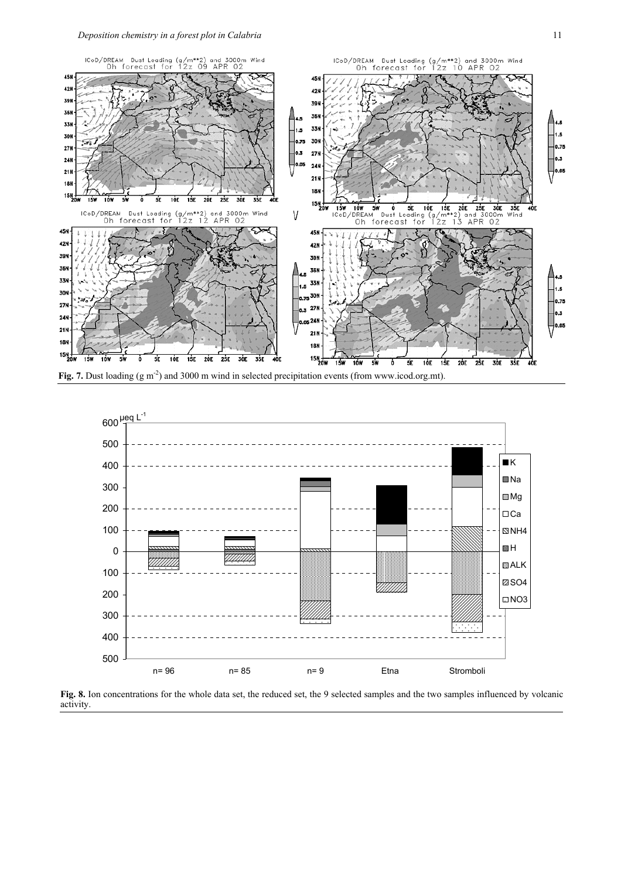**Fig. 7.** Dust loading (g m$^{-2}$) and 3000 m wind in selected precipitation events (from www.icod.org.mt).

**Fig. 8.** Ion concentrations for the whole data set, the reduced set, the 9 selected samples and the two samples influenced by volcanic activity.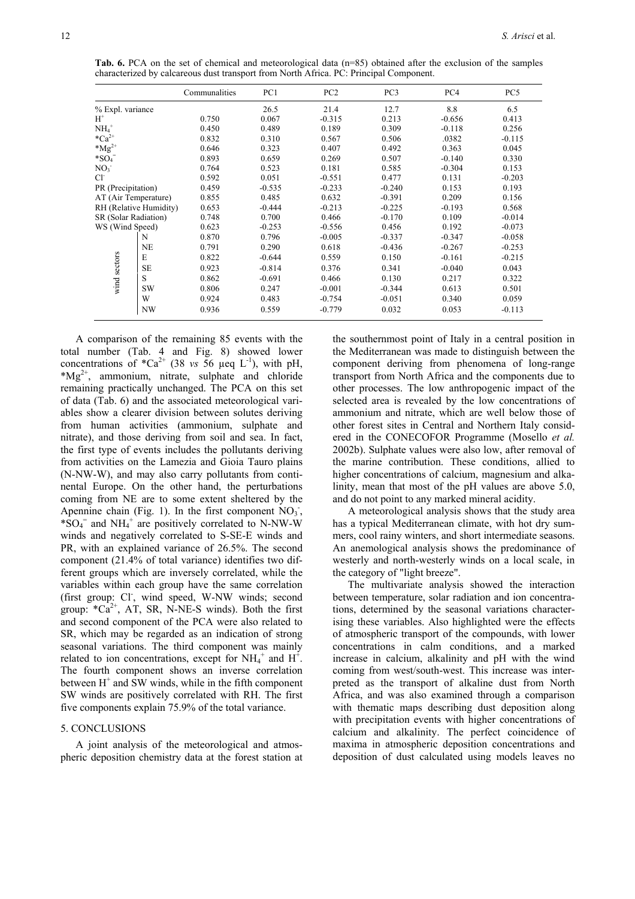**Tab. 6.** PCA on the set of chemical and meteorological data (n=85) obtained after the exclusion of the samples characterized by calcareous dust transport from North Africa. PC: Principal Component.

| | | Communalities | PC1 | PC2 | PC3 | PC4 | PC5 |
|---|---|---|---|---|---|---|---|
| % Expl. variance | | | 26.5 | 21.4 | 12.7 | 8.8 | 6.5 |
| $H^+$ | | 0.750 | 0.067 | -0.315 | 0.213 | -0.656 | 0.413 |
| $NH_4^+$ | | 0.450 | 0.489 | 0.189 | 0.309 | -0.118 | 0.256 |
| $*Ca^{2+}$ | | 0.832 | 0.310 | 0.567 | 0.506 | .0382 | -0.115 |
| $*Mg^{2+}$ | | 0.646 | 0.323 | 0.407 | 0.492 | 0.363 | 0.045 |
| $*SO_4^=$ | | 0.893 | 0.659 | 0.269 | 0.507 | -0.140 | 0.330 |
| $NO_3^-$ | | 0.764 | 0.523 | 0.181 | 0.585 | -0.304 | 0.153 |
| $Cl^-$ | | 0.592 | 0.051 | -0.551 | 0.477 | 0.131 | -0.203 |
| PR (Precipitation) | | 0.459 | -0.535 | -0.233 | -0.240 | 0.153 | 0.193 |
| AT (Air Temperature) | | 0.855 | 0.485 | 0.632 | -0.391 | 0.209 | 0.156 |
| RH (Relative Humidity) | | 0.653 | -0.444 | -0.213 | -0.225 | -0.193 | 0.568 |
| SR (Solar Radiation) | | 0.748 | 0.700 | 0.466 | -0.170 | 0.109 | -0.014 |
| WS (Wind Speed) | | 0.623 | -0.253 | -0.556 | 0.456 | 0.192 | -0.073 |
| wind sectors | N | 0.870 | 0.796 | -0.005 | -0.337 | -0.347 | -0.058 |
| | NE | 0.791 | 0.290 | 0.618 | -0.436 | -0.267 | -0.253 |
| | E | 0.822 | -0.644 | 0.559 | 0.150 | -0.161 | -0.215 |
| | SE | 0.923 | -0.814 | 0.376 | 0.341 | -0.040 | 0.043 |
| | S | 0.862 | -0.691 | 0.466 | 0.130 | 0.217 | 0.322 |
| | SW | 0.806 | 0.247 | -0.001 | -0.344 | 0.613 | 0.501 |
| | W | 0.924 | 0.483 | -0.754 | -0.051 | 0.340 | 0.059 |
| | NW | 0.936 | 0.559 | -0.779 | 0.032 | 0.053 | -0.113 |

A comparison of the remaining 85 events with the total number (Tab. 4 and Fig. 8) showed lower concentrations of $*Ca^{2+}$ (38 *vs* 56 µeq $L^{-1}$), with pH, $*Mg^{2+}$, ammonium, nitrate, sulphate and chloride remaining practically unchanged. The PCA on this set of data (Tab. 6) and the associated meteorological variables show a clearer division between solutes deriving from human activities (ammonium, sulphate and nitrate), and those deriving from soil and sea. In fact, the first type of events includes the pollutants deriving from activities on the Lamezia and Gioia Tauro plains (N-NW-W), and may also carry pollutants from continental Europe. On the other hand, the perturbations coming from NE are to some extent sheltered by the Apennine chain (Fig. 1). In the first component $NO_3^-$, $*SO_4^=$ and $NH_4^+$ are positively correlated to N-NW-W winds and negatively correlated to S-SE-E winds and PR, with an explained variance of 26.5%. The second component (21.4% of total variance) identifies two different groups which are inversely correlated, while the variables within each group have the same correlation (first group: $Cl^-$, wind speed, W-NW winds; second group: $*Ca^{2+}$, AT, SR, N-NE-S winds). Both the first and second component of the PCA were also related to SR, which may be regarded as an indication of strong seasonal variations. The third component was mainly related to ion concentrations, except for $NH_4^+$ and $H^+$. The fourth component shows an inverse correlation between $H^+$ and SW winds, while in the fifth component SW winds are positively correlated with RH. The first five components explain 75.9% of the total variance.

## 5. CONCLUSIONS

A joint analysis of the meteorological and atmospheric deposition chemistry data at the forest station at the southernmost point of Italy in a central position in the Mediterranean was made to distinguish between the component deriving from phenomena of long-range transport from North Africa and the components due to other processes. The low anthropogenic impact of the selected area is revealed by the low concentrations of ammonium and nitrate, which are well below those of other forest sites in Central and Northern Italy considered in the CONECOFOR Programme (Mosello *et al.* 2002b). Sulphate values were also low, after removal of the marine contribution. These conditions, allied to higher concentrations of calcium, magnesium and alkalinity, mean that most of the pH values are above 5.0, and do not point to any marked mineral acidity.

A meteorological analysis shows that the study area has a typical Mediterranean climate, with hot dry summers, cool rainy winters, and short intermediate seasons. An anemological analysis shows the predominance of westerly and north-westerly winds on a local scale, in the category of "light breeze".

The multivariate analysis showed the interaction between temperature, solar radiation and ion concentrations, determined by the seasonal variations characterising these variables. Also highlighted were the effects of atmospheric transport of the compounds, with lower concentrations in calm conditions, and a marked increase in calcium, alkalinity and pH with the wind coming from west/south-west. This increase was interpreted as the transport of alkaline dust from North Africa, and was also examined through a comparison with thematic maps describing dust deposition along with precipitation events with higher concentrations of calcium and alkalinity. The perfect coincidence of maxima in atmospheric deposition concentrations and deposition of dust calculated using models leaves no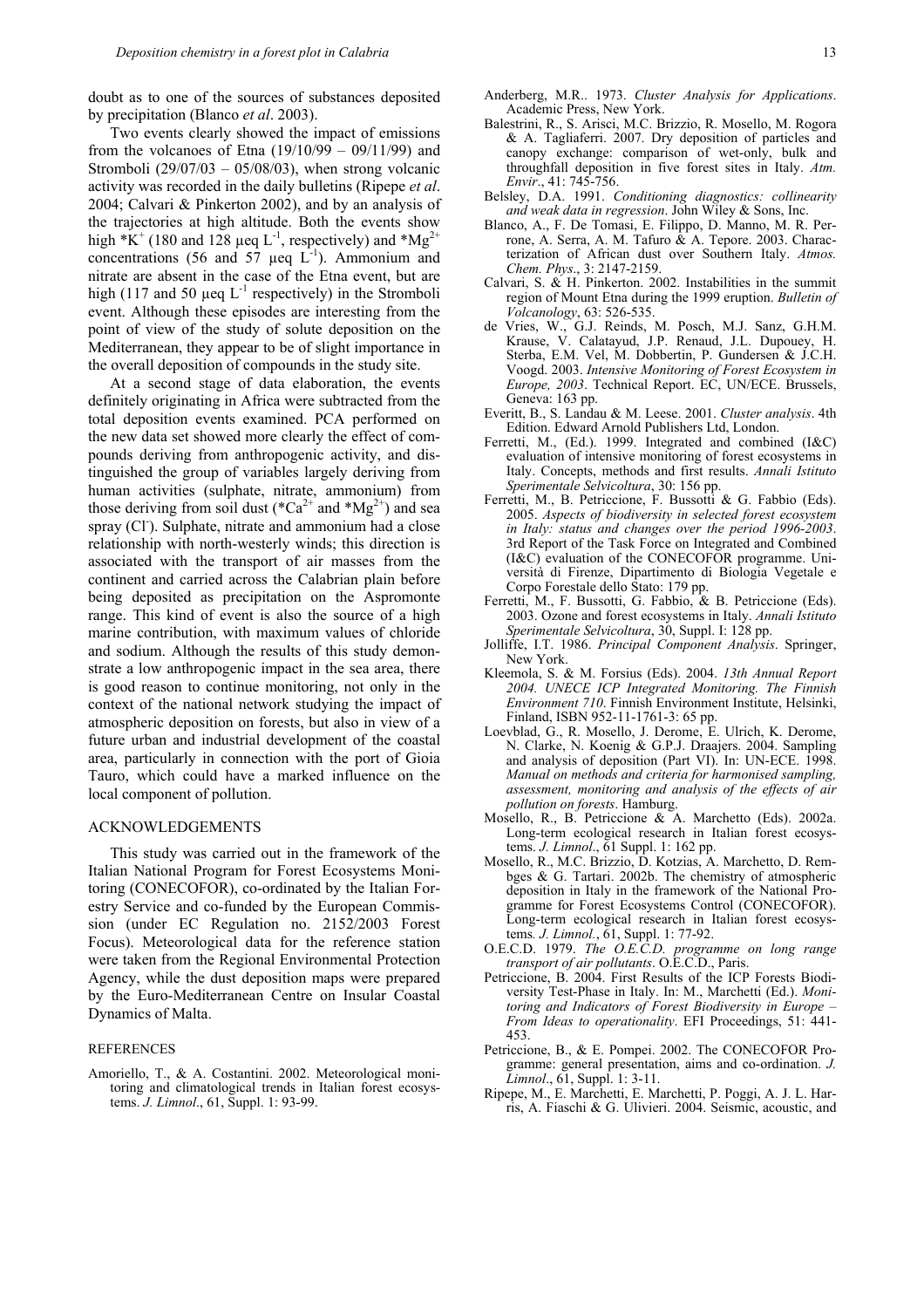doubt as to one of the sources of substances deposited by precipitation (Blanco *et al*. 2003).

Two events clearly showed the impact of emissions from the volcanoes of Etna (19/10/99 – 09/11/99) and Stromboli (29/07/03 – 05/08/03), when strong volcanic activity was recorded in the daily bulletins (Ripepe *et al*. 2004; Calvari & Pinkerton 2002), and by an analysis of the trajectories at high altitude. Both the events show high $*K^+$ (180 and 128 µeq $L^{-1}$, respectively) and $*Mg^{2+}$ concentrations (56 and 57 µeq $L^{-1}$). Ammonium and nitrate are absent in the case of the Etna event, but are high (117 and 50 µeq $L^{-1}$ respectively) in the Stromboli event. Although these episodes are interesting from the point of view of the study of solute deposition on the Mediterranean, they appear to be of slight importance in the overall deposition of compounds in the study site.

At a second stage of data elaboration, the events definitely originating in Africa were subtracted from the total deposition events examined. PCA performed on the new data set showed more clearly the effect of compounds deriving from anthropogenic activity, and distinguished the group of variables largely deriving from human activities (sulphate, nitrate, ammonium) from those deriving from soil dust ($*Ca^{2+}$ and $*Mg^{2+}$) and sea spray ($Cl^-$). Sulphate, nitrate and ammonium had a close relationship with north-westerly winds; this direction is associated with the transport of air masses from the continent and carried across the Calabrian plain before being deposited as precipitation on the Aspromonte range. This kind of event is also the source of a high marine contribution, with maximum values of chloride and sodium. Although the results of this study demonstrate a low anthropogenic impact in the sea area, there is good reason to continue monitoring, not only in the context of the national network studying the impact of atmospheric deposition on forests, but also in view of a future urban and industrial development of the coastal area, particularly in connection with the port of Gioia Tauro, which could have a marked influence on the local component of pollution.

## ACKNOWLEDGEMENTS

This study was carried out in the framework of the Italian National Program for Forest Ecosystems Monitoring (CONECOFOR), co-ordinated by the Italian Forestry Service and co-funded by the European Commission (under EC Regulation no. 2152/2003 Forest Focus). Meteorological data for the reference station were taken from the Regional Environmental Protection Agency, while the dust deposition maps were prepared by the Euro-Mediterranean Centre on Insular Coastal Dynamics of Malta.

## REFERENCES

Amoriello, T., & A. Costantini. 2002. Meteorological monitoring and climatological trends in Italian forest ecosystems. *J. Limnol*., 61, Suppl. 1: 93-99.

Anderberg, M.R.. 1973. *Cluster Analysis for Applications*. Academic Press, New York.

Balestrini, R., S. Arisci, M.C. Brizzio, R. Mosello, M. Rogora & A. Tagliaferri. 2007. Dry deposition of particles and canopy exchange: comparison of wet-only, bulk and throughfall deposition in five forest sites in Italy. *Atm. Envir*., 41: 745-756.

Belsley, D.A. 1991. *Conditioning diagnostics: collinearity and weak data in regression*. John Wiley & Sons, Inc.

Blanco, A., F. De Tomasi, E. Filippo, D. Manno, M. R. Perrone, A. Serra, A. M. Tafuro & A. Tepore. 2003. Characterization of African dust over Southern Italy. *Atmos. Chem. Phys*., 3: 2147-2159.

Calvari, S. & H. Pinkerton. 2002. Instabilities in the summit region of Mount Etna during the 1999 eruption. *Bulletin of Volcanology*, 63: 526-535.

de Vries, W., G.J. Reinds, M. Posch, M.J. Sanz, G.H.M. Krause, V. Calatayud, J.P. Renaud, J.L. Dupouey, H. Sterba, E.M. Vel, M. Dobbertin, P. Gundersen & J.C.H. Voogd. 2003. *Intensive Monitoring of Forest Ecosystem in Europe, 2003*. Technical Report. EC, UN/ECE. Brussels, Geneva: 163 pp.

Everitt, B., S. Landau & M. Leese. 2001. *Cluster analysis*. 4th Edition. Edward Arnold Publishers Ltd, London.

Ferretti, M., (Ed.). 1999. Integrated and combined (I&C) evaluation of intensive monitoring of forest ecosystems in Italy. Concepts, methods and first results. *Annali Istituto Sperimentale Selvicoltura*, 30: 156 pp.

Ferretti, M., B. Petriccione, F. Bussotti & G. Fabbio (Eds). 2005. *Aspects of biodiversity in selected forest ecosystem in Italy: status and changes over the period 1996-2003*. 3rd Report of the Task Force on Integrated and Combined (I&C) evaluation of the CONECOFOR programme. Università di Firenze, Dipartimento di Biologia Vegetale e Corpo Forestale dello Stato: 179 pp.

Ferretti, M., F. Bussotti, G. Fabbio, & B. Petriccione (Eds). 2003. Ozone and forest ecosystems in Italy. *Annali Istituto Sperimentale Selvicoltura*, 30, Suppl. I: 128 pp.

Jolliffe, I.T. 1986. *Principal Component Analysis*. Springer, New York.

Kleemola, S. & M. Forsius (Eds). 2004. *13th Annual Report 2004. UNECE ICP Integrated Monitoring. The Finnish Environment 710*. Finnish Environment Institute, Helsinki, Finland, ISBN 952-11-1761-3: 65 pp.

Loevblad, G., R. Mosello, J. Derome, E. Ulrich, K. Derome, N. Clarke, N. Koenig & G.P.J. Draajers. 2004. Sampling and analysis of deposition (Part VI). In: UN-ECE. 1998. *Manual on methods and criteria for harmonised sampling, assessment, monitoring and analysis of the effects of air pollution on forests*. Hamburg.

Mosello, R., B. Petriccione & A. Marchetto (Eds). 2002a. Long-term ecological research in Italian forest ecosystems. *J. Limnol*., 61 Suppl. 1: 162 pp.

Mosello, R., M.C. Brizzio, D. Kotzias, A. Marchetto, D. Rembges & G. Tartari. 2002b. The chemistry of atmospheric deposition in Italy in the framework of the National Programme for Forest Ecosystems Control (CONECOFOR). Long-term ecological research in Italian forest ecosystems*. J. Limnol.*, 61, Suppl. 1: 77-92.

O.E.C.D. 1979. *The O.E.C.D. programme on long range transport of air pollutants*. O.E.C.D., Paris.

Petriccione, B. 2004. First Results of the ICP Forests Biodiversity Test-Phase in Italy. In: M., Marchetti (Ed.). *Monitoring and Indicators of Forest Biodiversity in Europe – From Ideas to operationality*. EFI Proceedings, 51: 441-453.

Petriccione, B., & E. Pompei. 2002. The CONECOFOR Programme: general presentation, aims and co-ordination. *J. Limnol*., 61, Suppl. 1: 3-11.

Ripepe, M., E. Marchetti, E. Marchetti, P. Poggi, A. J. L. Harris, A. Fiaschi & G. Ulivieri. 2004. Seismic, acoustic, and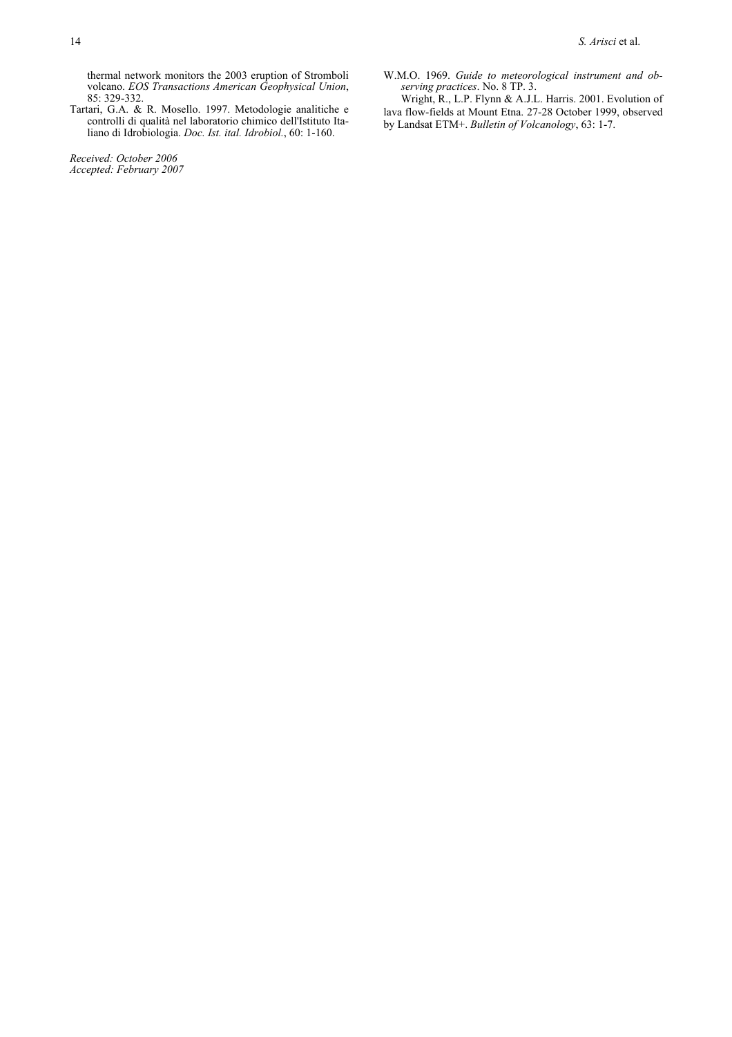thermal network monitors the 2003 eruption of Stromboli volcano. *EOS Transactions American Geophysical Union*, 85: 329-332.

Tartari, G.A. & R. Mosello. 1997. Metodologie analitiche e controlli di qualità nel laboratorio chimico dell'Istituto Italiano di Idrobiologia. *Doc. Ist. ital. Idrobiol.*, 60: 1-160.

*Received: October 2006*
*Accepted: February 2007*

W.M.O. 1969. *Guide to meteorological instrument and observing practices*. No. 8 TP. 3.

Wright, R., L.P. Flynn & A.J.L. Harris. 2001. Evolution of lava flow-fields at Mount Etna. 27-28 October 1999, observed by Landsat ETM+. *Bulletin of Volcanology*, 63: 1-7.